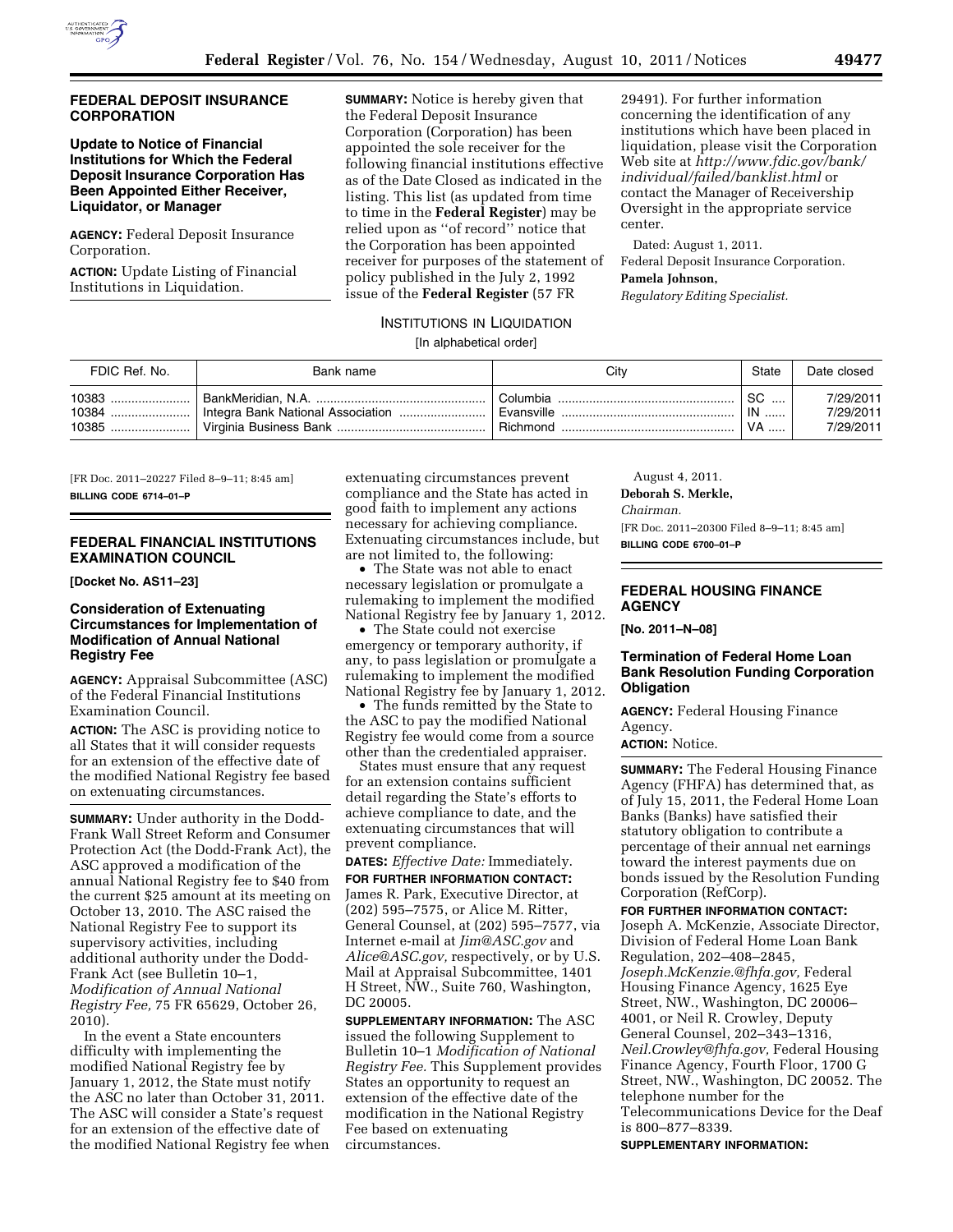## FEDERAL DEPOSIT INSURANCE CORPORATION

### Update to Notice of Financial Institutions for Which the Federal Deposit Insurance Corporation Has Been Appointed Either Receiver, Liquidator, or Manager

**AGENCY:** Federal Deposit Insurance Corporation.

**ACTION:** Update Listing of Financial Institutions in Liquidation.

**SUMMARY:** Notice is hereby given that the Federal Deposit Insurance Corporation (Corporation) has been appointed the sole receiver for the following financial institutions effective as of the Date Closed as indicated in the listing. This list (as updated from time to time in the **Federal Register**) may be relied upon as ''of record'' notice that the Corporation has been appointed receiver for purposes of the statement of policy published in the July 2, 1992 issue of the **Federal Register** (57 FR 29491). For further information concerning the identification of any institutions which have been placed in liquidation, please visit the Corporation Web site at *http://www.fdic.gov/bank/individual/failed/banklist.html* or contact the Manager of Receivership Oversight in the appropriate service center.

Dated: August 1, 2011.

Federal Deposit Insurance Corporation.

**Pamela Johnson,**

*Regulatory Editing Specialist.*

INSTITUTIONS IN LIQUIDATION

[In alphabetical order]

| FDIC Ref. No. | Bank name | City | State | Date closed |
|---|---|---|---|---|
| 10383 | BankMeridian, N.A. | Columbia | SC | 7/29/2011 |
| 10384 | Integra Bank National Association | Evansville | IN | 7/29/2011 |
| 10385 | Virginia Business Bank | Richmond | VA | 7/29/2011 |

[FR Doc. 2011–20227 Filed 8–9–11; 8:45 am]

**BILLING CODE 6714–01–P**

## FEDERAL FINANCIAL INSTITUTIONS EXAMINATION COUNCIL

**[Docket No. AS11–23]**

### Consideration of Extenuating Circumstances for Implementation of Modification of Annual National Registry Fee

**AGENCY:** Appraisal Subcommittee (ASC) of the Federal Financial Institutions Examination Council.

**ACTION:** The ASC is providing notice to all States that it will consider requests for an extension of the effective date of the modified National Registry fee based on extenuating circumstances.

**SUMMARY:** Under authority in the Dodd-Frank Wall Street Reform and Consumer Protection Act (the Dodd-Frank Act), the ASC approved a modification of the annual National Registry fee to $40 from the current $25 amount at its meeting on October 13, 2010. The ASC raised the National Registry Fee to support its supervisory activities, including additional authority under the Dodd-Frank Act (see Bulletin 10–1, *Modification of Annual National Registry Fee,* 75 FR 65629, October 26, 2010).

In the event a State encounters difficulty with implementing the modified National Registry fee by January 1, 2012, the State must notify the ASC no later than October 31, 2011. The ASC will consider a State's request for an extension of the effective date of the modified National Registry fee when extenuating circumstances prevent compliance and the State has acted in good faith to implement any actions necessary for achieving compliance. Extenuating circumstances include, but are not limited to, the following:

- The State was not able to enact necessary legislation or promulgate a rulemaking to implement the modified National Registry fee by January 1, 2012.
- The State could not exercise emergency or temporary authority, if any, to pass legislation or promulgate a rulemaking to implement the modified National Registry fee by January 1, 2012.
- The funds remitted by the State to the ASC to pay the modified National Registry fee would come from a source other than the credentialed appraiser.

States must ensure that any request for an extension contains sufficient detail regarding the State's efforts to achieve compliance to date, and the extenuating circumstances that will prevent compliance.

**DATES:** *Effective Date:* Immediately.

**FOR FURTHER INFORMATION CONTACT:** James R. Park, Executive Director, at (202) 595–7575, or Alice M. Ritter, General Counsel, at (202) 595–7577, via Internet e-mail at *Jim@ASC.gov* and *Alice@ASC.gov,* respectively, or by U.S. Mail at Appraisal Subcommittee, 1401 H Street, NW., Suite 760, Washington, DC 20005.

**SUPPLEMENTARY INFORMATION:** The ASC issued the following Supplement to Bulletin 10–1 *Modification of National Registry Fee.* This Supplement provides States an opportunity to request an extension of the effective date of the modification in the National Registry Fee based on extenuating circumstances.

August 4, 2011.

**Deborah S. Merkle,**

*Chairman.*

[FR Doc. 2011–20300 Filed 8–9–11; 8:45 am]

**BILLING CODE 6700–01–P**

## FEDERAL HOUSING FINANCE AGENCY

**[No. 2011–N–08]**

### Termination of Federal Home Loan Bank Resolution Funding Corporation Obligation

**AGENCY:** Federal Housing Finance Agency.

**ACTION:** Notice.

**SUMMARY:** The Federal Housing Finance Agency (FHFA) has determined that, as of July 15, 2011, the Federal Home Loan Banks (Banks) have satisfied their statutory obligation to contribute a percentage of their annual net earnings toward the interest payments due on bonds issued by the Resolution Funding Corporation (RefCorp).

**FOR FURTHER INFORMATION CONTACT:** Joseph A. McKenzie, Associate Director, Division of Federal Home Loan Bank Regulation, 202–408–2845, *Joseph.McKenzie.@fhfa.gov,* Federal Housing Finance Agency, 1625 Eye Street, NW., Washington, DC 20006–4001, or Neil R. Crowley, Deputy General Counsel, 202–343–1316, *Neil.Crowley@fhfa.gov,* Federal Housing Finance Agency, Fourth Floor, 1700 G Street, NW., Washington, DC 20052. The telephone number for the Telecommunications Device for the Deaf is 800–877–8339.

**SUPPLEMENTARY INFORMATION:**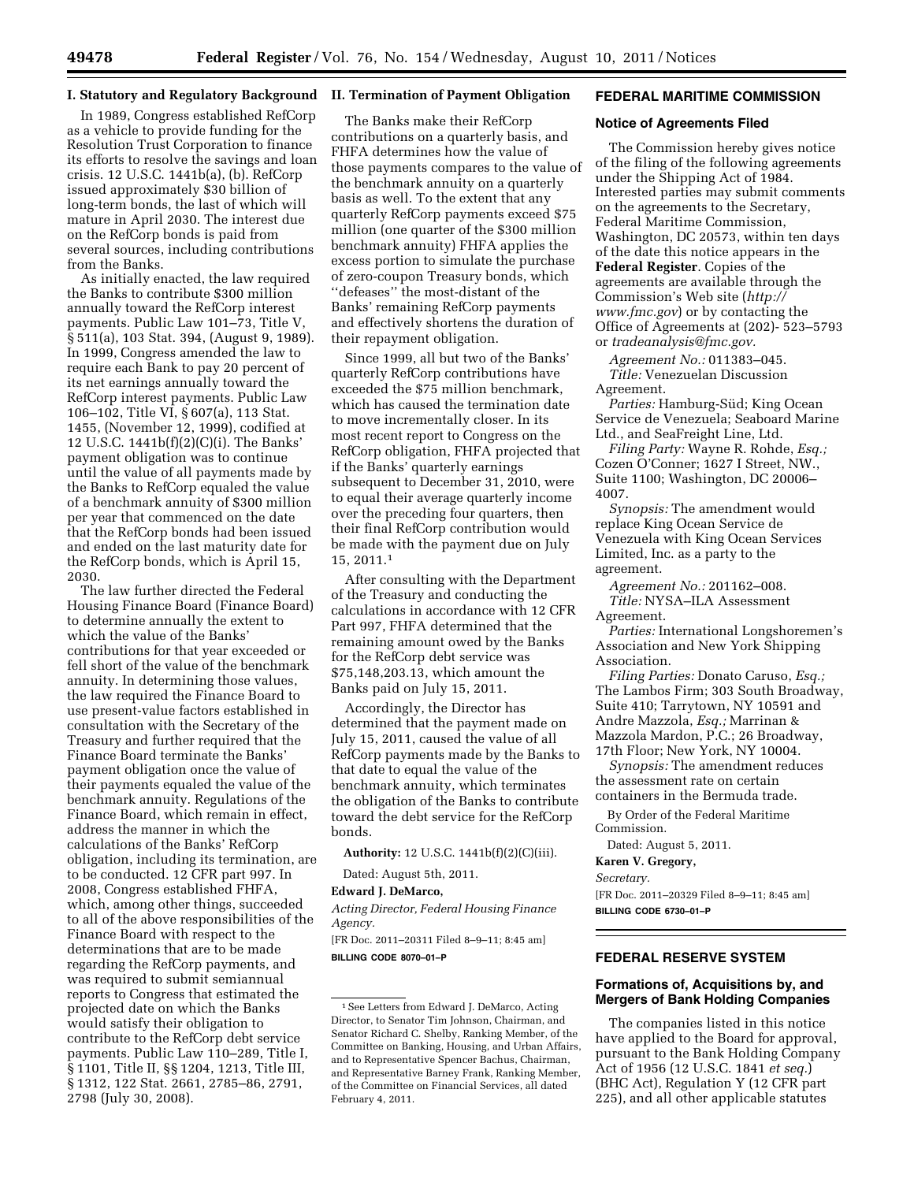## I. Statutory and Regulatory Background

In 1989, Congress established RefCorp as a vehicle to provide funding for the Resolution Trust Corporation to finance its efforts to resolve the savings and loan crisis. 12 U.S.C. 1441b(a), (b). RefCorp issued approximately $30 billion of long-term bonds, the last of which will mature in April 2030. The interest due on the RefCorp bonds is paid from several sources, including contributions from the Banks.

As initially enacted, the law required the Banks to contribute $300 million annually toward the RefCorp interest payments. Public Law 101–73, Title V, § 511(a), 103 Stat. 394, (August 9, 1989). In 1999, Congress amended the law to require each Bank to pay 20 percent of its net earnings annually toward the RefCorp interest payments. Public Law 106–102, Title VI, § 607(a), 113 Stat. 1455, (November 12, 1999), codified at 12 U.S.C. 1441b(f)(2)(C)(i). The Banks' payment obligation was to continue until the value of all payments made by the Banks to RefCorp equaled the value of a benchmark annuity of $300 million per year that commenced on the date that the RefCorp bonds had been issued and ended on the last maturity date for the RefCorp bonds, which is April 15, 2030.

The law further directed the Federal Housing Finance Board (Finance Board) to determine annually the extent to which the value of the Banks' contributions for that year exceeded or fell short of the value of the benchmark annuity. In determining those values, the law required the Finance Board to use present-value factors established in consultation with the Secretary of the Treasury and further required that the Finance Board terminate the Banks' payment obligation once the value of their payments equaled the value of the benchmark annuity. Regulations of the Finance Board, which remain in effect, address the manner in which the calculations of the Banks' RefCorp obligation, including its termination, are to be conducted. 12 CFR part 997. In 2008, Congress established FHFA, which, among other things, succeeded to all of the above responsibilities of the Finance Board with respect to the determinations that are to be made regarding the RefCorp payments, and was required to submit semiannual reports to Congress that estimated the projected date on which the Banks would satisfy their obligation to contribute to the RefCorp debt service payments. Public Law 110–289, Title I, § 1101, Title II, §§ 1204, 1213, Title III, § 1312, 122 Stat. 2661, 2785–86, 2791, 2798 (July 30, 2008).

## II. Termination of Payment Obligation

The Banks make their RefCorp contributions on a quarterly basis, and FHFA determines how the value of those payments compares to the value of the benchmark annuity on a quarterly basis as well. To the extent that any quarterly RefCorp payments exceed $75 million (one quarter of the $300 million benchmark annuity) FHFA applies the excess portion to simulate the purchase of zero-coupon Treasury bonds, which ''defeases'' the most-distant of the Banks' remaining RefCorp payments and effectively shortens the duration of their repayment obligation.

Since 1999, all but two of the Banks' quarterly RefCorp contributions have exceeded the $75 million benchmark, which has caused the termination date to move incrementally closer. In its most recent report to Congress on the RefCorp obligation, FHFA projected that if the Banks' quarterly earnings subsequent to December 31, 2010, were to equal their average quarterly income over the preceding four quarters, then their final RefCorp contribution would be made with the payment due on July 15, 2011.[1]

After consulting with the Department of the Treasury and conducting the calculations in accordance with 12 CFR Part 997, FHFA determined that the remaining amount owed by the Banks for the RefCorp debt service was $75,148,203.13, which amount the Banks paid on July 15, 2011.

Accordingly, the Director has determined that the payment made on July 15, 2011, caused the value of all RefCorp payments made by the Banks to that date to equal the value of the benchmark annuity, which terminates the obligation of the Banks to contribute toward the debt service for the RefCorp bonds.

**Authority:** 12 U.S.C. 1441b(f)(2)(C)(iii).

Dated: August 5th, 2011.

**Edward J. DeMarco,**

*Acting Director, Federal Housing Finance Agency.*

[FR Doc. 2011–20311 Filed 8–9–11; 8:45 am]

**BILLING CODE 8070–01–P**

[1] See Letters from Edward J. DeMarco, Acting Director, to Senator Tim Johnson, Chairman, and Senator Richard C. Shelby, Ranking Member, of the Committee on Banking, Housing, and Urban Affairs, and to Representative Spencer Bachus, Chairman, and Representative Barney Frank, Ranking Member, of the Committee on Financial Services, all dated February 4, 2011.

## FEDERAL MARITIME COMMISSION

### Notice of Agreements Filed

The Commission hereby gives notice of the filing of the following agreements under the Shipping Act of 1984. Interested parties may submit comments on the agreements to the Secretary, Federal Maritime Commission, Washington, DC 20573, within ten days of the date this notice appears in the **Federal Register**. Copies of the agreements are available through the Commission's Web site (*http://www.fmc.gov*) or by contacting the Office of Agreements at (202)- 523–5793 or *tradeanalysis@fmc.gov.*

*Agreement No.:* 011383–045.

*Title:* Venezuelan Discussion Agreement.

*Parties:* Hamburg-Süd; King Ocean Service de Venezuela; Seaboard Marine Ltd., and SeaFreight Line, Ltd.

*Filing Party:* Wayne R. Rohde, *Esq.;* Cozen O'Conner; 1627 I Street, NW., Suite 1100; Washington, DC 20006–4007.

*Synopsis:* The amendment would replace King Ocean Service de Venezuela with King Ocean Services Limited, Inc. as a party to the agreement.

*Agreement No.:* 201162–008.

*Title:* NYSA–ILA Assessment Agreement.

*Parties:* International Longshoremen's Association and New York Shipping Association.

*Filing Parties:* Donato Caruso, *Esq.;* The Lambos Firm; 303 South Broadway, Suite 410; Tarrytown, NY 10591 and Andre Mazzola, *Esq.;* Marrinan & Mazzola Mardon, P.C.; 26 Broadway, 17th Floor; New York, NY 10004.

*Synopsis:* The amendment reduces the assessment rate on certain containers in the Bermuda trade.

By Order of the Federal Maritime Commission.

Dated: August 5, 2011.

**Karen V. Gregory,**

*Secretary.*

[FR Doc. 2011–20329 Filed 8–9–11; 8:45 am]

**BILLING CODE 6730–01–P**

## FEDERAL RESERVE SYSTEM

### Formations of, Acquisitions by, and Mergers of Bank Holding Companies

The companies listed in this notice have applied to the Board for approval, pursuant to the Bank Holding Company Act of 1956 (12 U.S.C. 1841 *et seq.*) (BHC Act), Regulation Y (12 CFR part 225), and all other applicable statutes